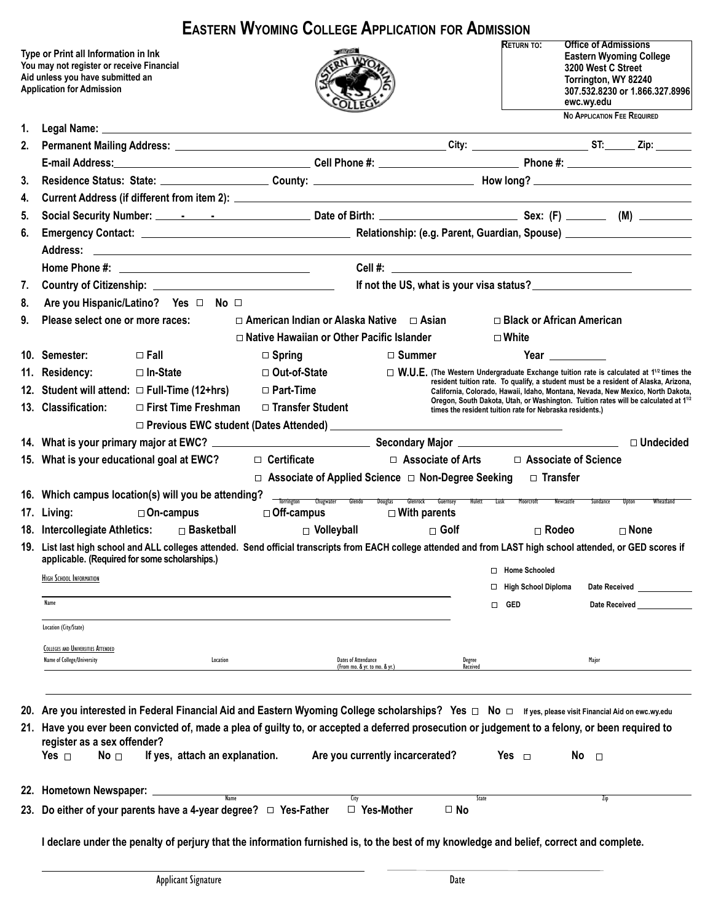# Eastern Wyoming College Application for Admission

**Type or Print all Information in Ink**
**You may not register or receive Financial Aid unless you have submitted an Application for Admission**

**Return to:** **Office of Admissions**
**Eastern Wyoming College**
**3200 West C Street**
**Torrington, WY 82240**
**307.532.8230 or 1.866.327.8996**
**ewc.wy.edu**

**No Application Fee Required**

1. **Legal Name:** ____________________
2. **Permanent Mailing Address:** ____________________ **City:** ____________ **ST:** ______ **Zip:** ______
   **E-mail Address:** ____________________ **Cell Phone #:** ____________ **Phone #:** ____________
3. **Residence Status: State:** ____________ **County:** ____________ **How long?** ____________
4. **Current Address (if different from item 2):** ____________________
5. **Social Security Number:** _____-_____-_____ **Date of Birth:** ____________ **Sex: (F)** ______ **(M)** ______
6. **Emergency Contact:** ____________________ **Relationship: (e.g. Parent, Guardian, Spouse)** ____________
   **Address:** ____________________
   **Home Phone #:** ____________ **Cell #:** ____________
7. **Country of Citizenship:** ____________ **If not the US, what is your visa status?** ____________
8. **Are you Hispanic/Latino? Yes** ☐ **No** ☐
9. **Please select one or more races:** ☐ **American Indian or Alaska Native** ☐ **Asian** ☐ **Black or African American** ☐ **Native Hawaiian or Other Pacific Islander** ☐ **White**
10. **Semester:** ☐ **Fall** ☐ **Spring** ☐ **Summer** **Year** ______
11. **Residency:** ☐ **In-State** ☐ **Out-of-State** ☐ **W.U.E.** (The Western Undergraduate Exchange tuition rate is calculated at 1[1/2] times the resident tuition rate. To qualify, a student must be a resident of Alaska, Arizona, California, Colorado, Hawaii, Idaho, Montana, Nevada, New Mexico, North Dakota, Oregon, South Dakota, Utah, or Washington. Tuition rates will be calculated at 1[1/2] times the resident tuition rate for Nebraska residents.)
12. **Student will attend:** ☐ **Full-Time (12+hrs)** ☐ **Part-Time**
13. **Classification:** ☐ **First Time Freshman** ☐ **Transfer Student**
    ☐ **Previous EWC student (Dates Attended)** ____________
14. **What is your primary major at EWC?** ____________ **Secondary Major** ____________ ☐ **Undecided**
15. **What is your educational goal at EWC?** ☐ **Certificate** ☐ **Associate of Arts** ☐ **Associate of Science** ☐ **Associate of Applied Science** ☐ **Non-Degree Seeking** ☐ **Transfer**
16. **Which campus location(s) will you be attending?** Torrington Chugwater Glendo Douglas Glenrock Guernsey Hulett Lusk Moorcroft Newcastle Sundance Upton Wheatland
17. **Living:** ☐ **On-campus** ☐ **Off-campus** ☐ **With parents**
18. **Intercollegiate Athletics:** ☐ **Basketball** ☐ **Volleyball** ☐ **Golf** ☐ **Rodeo** ☐ **None**
19. **List last high school and ALL colleges attended. Send official transcripts from EACH college attended and from LAST high school attended, or GED scores if applicable. (Required for some scholarships.)**

    High School Information

    Name ____________________ ☐ Home Schooled
    ☐ High School Diploma Date Received ______
    Location (City/State) ____________________ ☐ GED Date Received ______

    Colleges and Universities Attended

| Name of College/University | Location | Dates of Attendance (From mo. & yr. to mo. & yr.) | Degree Received | Major |
|---|---|---|---|---|
| | | | | |

20. **Are you interested in Federal Financial Aid and Eastern Wyoming College scholarships? Yes** ☐ **No** ☐ If yes, please visit Financial Aid on ewc.wy.edu
21. **Have you ever been convicted of, made a plea of guilty to, or accepted a deferred prosecution or judgement to a felony, or been required to register as a sex offender?**
    **Yes** ☐ **No** ☐ **If yes, attach an explanation.** **Are you currently incarcerated?** **Yes** ☐ **No** ☐
22. **Hometown Newspaper:** ____________ Name ____________ City ____________ State ____________ Zip
23. **Do either of your parents have a 4-year degree?** ☐ **Yes-Father** ☐ **Yes-Mother** ☐ **No**

**I declare under the penalty of perjury that the information furnished is, to the best of my knowledge and belief, correct and complete.**

____________________ Applicant Signature ____________________ Date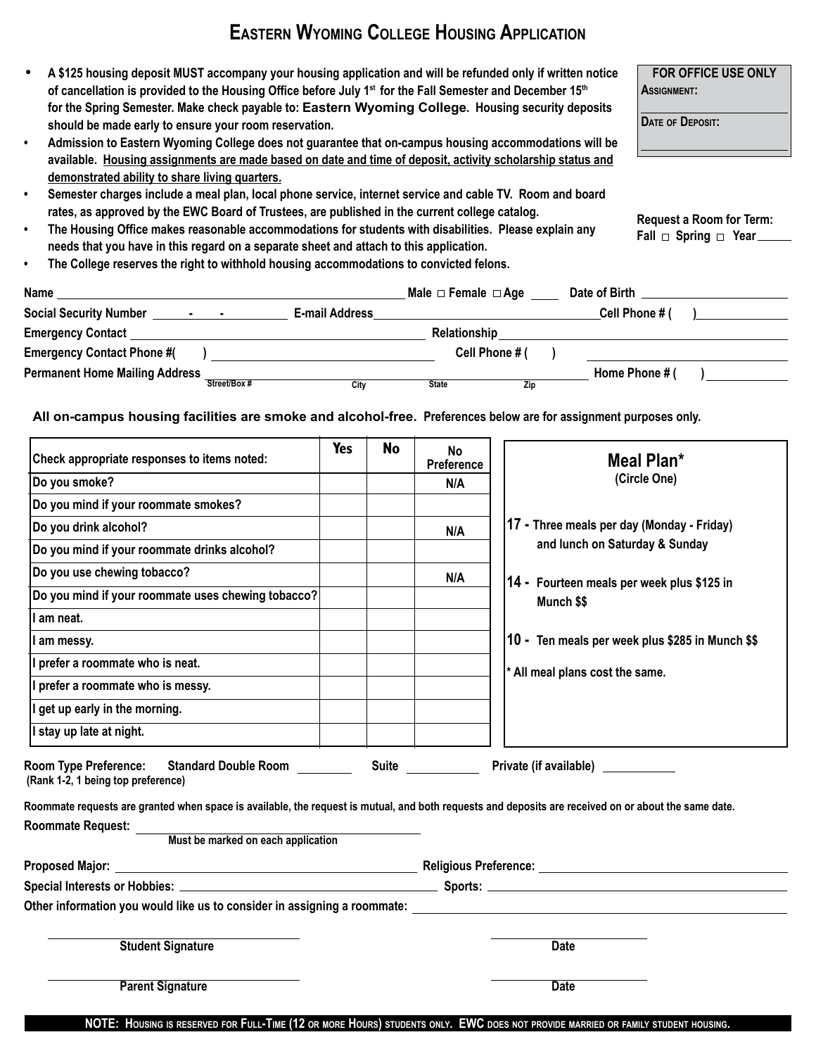# Eastern Wyoming College Housing Application

- **A $125 housing deposit MUST accompany your housing application and will be refunded only if written notice of cancellation is provided to the Housing Office before July 1st for the Fall Semester and December 15th for the Spring Semester. Make check payable to: Eastern Wyoming College. Housing security deposits should be made early to ensure your room reservation.**
- **Admission to Eastern Wyoming College does not guarantee that on-campus housing accommodations will be available. Housing assignments are made based on date and time of deposit, activity scholarship status and demonstrated ability to share living quarters.**
- **Semester charges include a meal plan, local phone service, internet service and cable TV. Room and board rates, as approved by the EWC Board of Trustees, are published in the current college catalog.**
- **The Housing Office makes reasonable accommodations for students with disabilities. Please explain any needs that you have in this regard on a separate sheet and attach to this application.**
- **The College reserves the right to withhold housing accommodations to convicted felons.**

**FOR OFFICE USE ONLY**
**Assignment:** ______
**Date of Deposit:** ______

**Request a Room for Term:**
**Fall ☐ Spring ☐ Year ______**

**Name** ______ **Male ☐ Female ☐ Age** ______ **Date of Birth** ______

**Social Security Number** ___ - ___ - ___ **E-mail Address** ______ **Cell Phone # ( )** ______

**Emergency Contact** ______ **Relationship** ______

**Emergency Contact Phone #( )** ______ **Cell Phone # ( )** ______

**Permanent Home Mailing Address** ______ (Street/Box # / City / State / Zip) **Home Phone # ( )** ______

**All on-campus housing facilities are smoke and alcohol-free. Preferences below are for assignment purposes only.**

| Check appropriate responses to items noted: | Yes | No | No Preference |
|---|---|---|---|
| Do you smoke? | | | N/A |
| Do you mind if your roommate smokes? | | | |
| Do you drink alcohol? | | | N/A |
| Do you mind if your roommate drinks alcohol? | | | |
| Do you use chewing tobacco? | | | N/A |
| Do you mind if your roommate uses chewing tobacco? | | | |
| I am neat. | | | |
| I am messy. | | | |
| I prefer a roommate who is neat. | | | |
| I prefer a roommate who is messy. | | | |
| I get up early in the morning. | | | |
| I stay up late at night. | | | |

## Meal Plan*
**(Circle One)**

**17 - Three meals per day (Monday - Friday) and lunch on Saturday & Sunday**

**14 - Fourteen meals per week plus $125 in Munch $$**

**10 - Ten meals per week plus $285 in Munch $$**

**\* All meal plans cost the same.**

**Room Type Preference:** **Standard Double Room** ______ **Suite** ______ **Private (if available)** ______
**(Rank 1-2, 1 being top preference)**

**Roommate requests are granted when space is available, the request is mutual, and both requests and deposits are received on or about the same date.**

**Roommate Request:** ______
**Must be marked on each application**

**Proposed Major:** ______ **Religious Preference:** ______

**Special Interests or Hobbies:** ______ **Sports:** ______

**Other information you would like us to consider in assigning a roommate:** ______

______ **Student Signature** ______ **Date**

______ **Parent Signature** ______ **Date**

**NOTE: Housing is reserved for Full-Time (12 or more Hours) students only. EWC does not provide married or family student housing.**